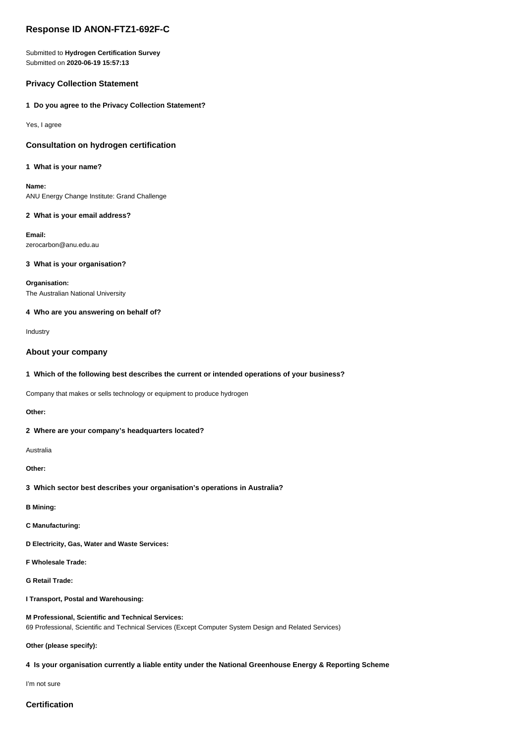# Response ID ANON-FTZ1-692F-C

Submitted to **Hydrogen Certification Survey**
Submitted on **2020-06-19 15:57:13**

## Privacy Collection Statement

### 1 Do you agree to the Privacy Collection Statement?

Yes, I agree

## Consultation on hydrogen certification

### 1 What is your name?

**Name:**
ANU Energy Change Institute: Grand Challenge

### 2 What is your email address?

**Email:**
zerocarbon@anu.edu.au

### 3 What is your organisation?

**Organisation:**
The Australian National University

### 4 Who are you answering on behalf of?

Industry

## About your company

### 1 Which of the following best describes the current or intended operations of your business?

Company that makes or sells technology or equipment to produce hydrogen

**Other:**

### 2 Where are your company's headquarters located?

Australia

**Other:**

### 3 Which sector best describes your organisation's operations in Australia?

**B Mining:**

**C Manufacturing:**

**D Electricity, Gas, Water and Waste Services:**

**F Wholesale Trade:**

**G Retail Trade:**

**I Transport, Postal and Warehousing:**

**M Professional, Scientific and Technical Services:**
69 Professional, Scientific and Technical Services (Except Computer System Design and Related Services)

**Other (please specify):**

### 4 Is your organisation currently a liable entity under the National Greenhouse Energy & Reporting Scheme

I'm not sure

## Certification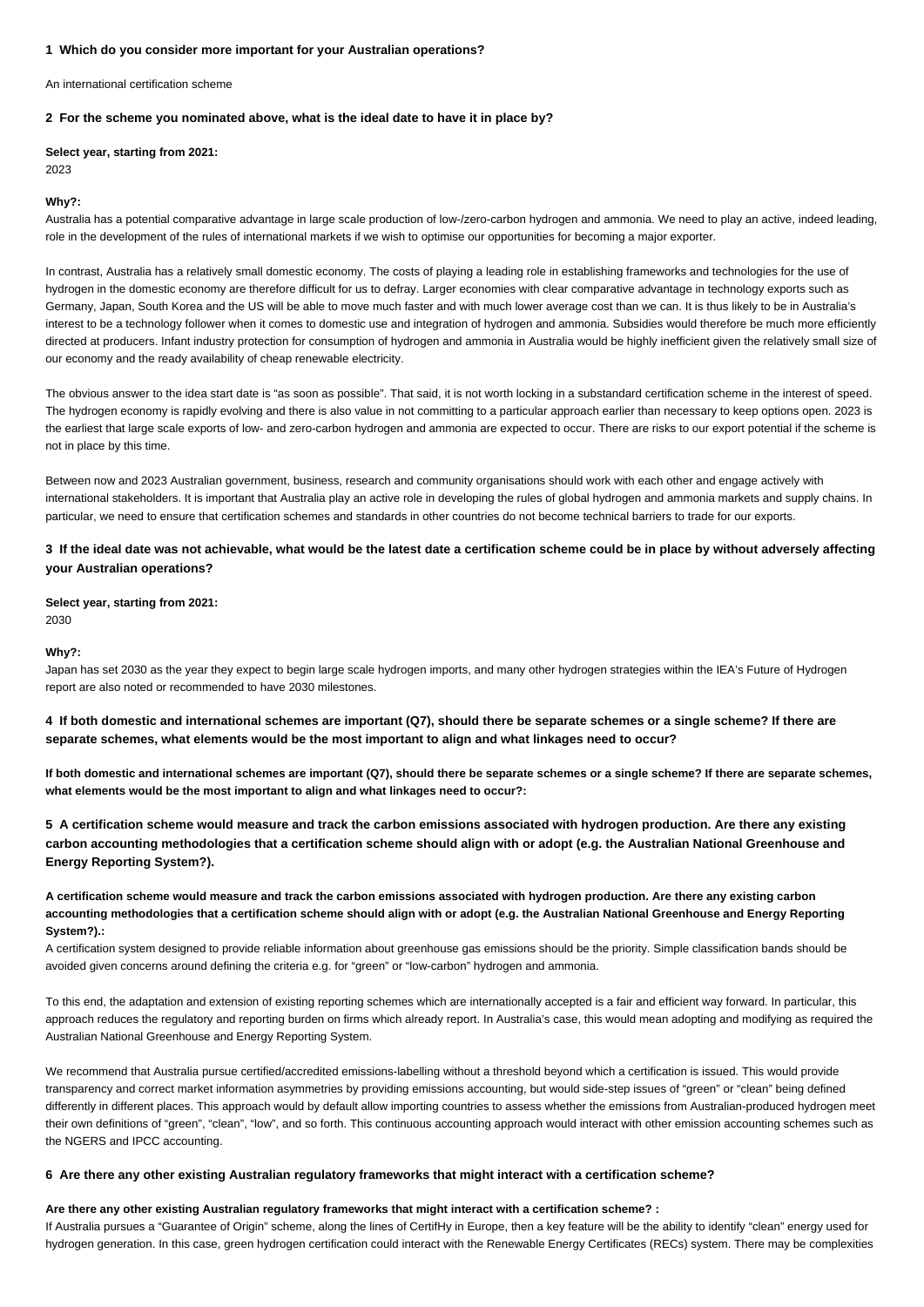**1 Which do you consider more important for your Australian operations?**

An international certification scheme

**2 For the scheme you nominated above, what is the ideal date to have it in place by?**

**Select year, starting from 2021:**
2023

**Why?:**
Australia has a potential comparative advantage in large scale production of low-/zero-carbon hydrogen and ammonia. We need to play an active, indeed leading, role in the development of the rules of international markets if we wish to optimise our opportunities for becoming a major exporter.

In contrast, Australia has a relatively small domestic economy. The costs of playing a leading role in establishing frameworks and technologies for the use of hydrogen in the domestic economy are therefore difficult for us to defray. Larger economies with clear comparative advantage in technology exports such as Germany, Japan, South Korea and the US will be able to move much faster and with much lower average cost than we can. It is thus likely to be in Australia's interest to be a technology follower when it comes to domestic use and integration of hydrogen and ammonia. Subsidies would therefore be much more efficiently directed at producers. Infant industry protection for consumption of hydrogen and ammonia in Australia would be highly inefficient given the relatively small size of our economy and the ready availability of cheap renewable electricity.

The obvious answer to the idea start date is "as soon as possible". That said, it is not worth locking in a substandard certification scheme in the interest of speed. The hydrogen economy is rapidly evolving and there is also value in not committing to a particular approach earlier than necessary to keep options open. 2023 is the earliest that large scale exports of low- and zero-carbon hydrogen and ammonia are expected to occur. There are risks to our export potential if the scheme is not in place by this time.

Between now and 2023 Australian government, business, research and community organisations should work with each other and engage actively with international stakeholders. It is important that Australia play an active role in developing the rules of global hydrogen and ammonia markets and supply chains. In particular, we need to ensure that certification schemes and standards in other countries do not become technical barriers to trade for our exports.

**3 If the ideal date was not achievable, what would be the latest date a certification scheme could be in place by without adversely affecting your Australian operations?**

**Select year, starting from 2021:**
2030

**Why?:**
Japan has set 2030 as the year they expect to begin large scale hydrogen imports, and many other hydrogen strategies within the IEA's Future of Hydrogen report are also noted or recommended to have 2030 milestones.

**4 If both domestic and international schemes are important (Q7), should there be separate schemes or a single scheme? If there are separate schemes, what elements would be the most important to align and what linkages need to occur?**

**If both domestic and international schemes are important (Q7), should there be separate schemes or a single scheme? If there are separate schemes, what elements would be the most important to align and what linkages need to occur?:**

**5 A certification scheme would measure and track the carbon emissions associated with hydrogen production. Are there any existing carbon accounting methodologies that a certification scheme should align with or adopt (e.g. the Australian National Greenhouse and Energy Reporting System?).**

**A certification scheme would measure and track the carbon emissions associated with hydrogen production. Are there any existing carbon accounting methodologies that a certification scheme should align with or adopt (e.g. the Australian National Greenhouse and Energy Reporting System?).:**
A certification system designed to provide reliable information about greenhouse gas emissions should be the priority. Simple classification bands should be avoided given concerns around defining the criteria e.g. for "green" or "low-carbon" hydrogen and ammonia.

To this end, the adaptation and extension of existing reporting schemes which are internationally accepted is a fair and efficient way forward. In particular, this approach reduces the regulatory and reporting burden on firms which already report. In Australia's case, this would mean adopting and modifying as required the Australian National Greenhouse and Energy Reporting System.

We recommend that Australia pursue certified/accredited emissions-labelling without a threshold beyond which a certification is issued. This would provide transparency and correct market information asymmetries by providing emissions accounting, but would side-step issues of "green" or "clean" being defined differently in different places. This approach would by default allow importing countries to assess whether the emissions from Australian-produced hydrogen meet their own definitions of "green", "clean", "low", and so forth. This continuous accounting approach would interact with other emission accounting schemes such as the NGERS and IPCC accounting.

**6 Are there any other existing Australian regulatory frameworks that might interact with a certification scheme?**

**Are there any other existing Australian regulatory frameworks that might interact with a certification scheme? :**
If Australia pursues a "Guarantee of Origin" scheme, along the lines of CertifHy in Europe, then a key feature will be the ability to identify "clean" energy used for hydrogen generation. In this case, green hydrogen certification could interact with the Renewable Energy Certificates (RECs) system. There may be complexities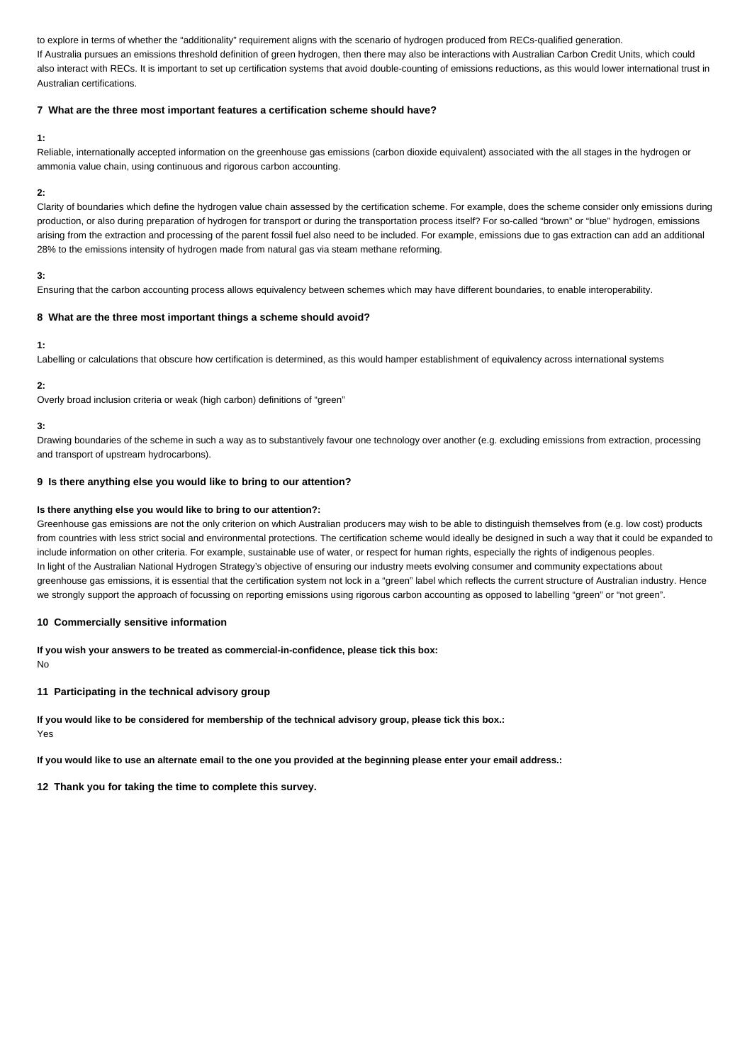to explore in terms of whether the "additionality" requirement aligns with the scenario of hydrogen produced from RECs-qualified generation.
If Australia pursues an emissions threshold definition of green hydrogen, then there may also be interactions with Australian Carbon Credit Units, which could also interact with RECs. It is important to set up certification systems that avoid double-counting of emissions reductions, as this would lower international trust in Australian certifications.

### 7 What are the three most important features a certification scheme should have?

**1:**

Reliable, internationally accepted information on the greenhouse gas emissions (carbon dioxide equivalent) associated with the all stages in the hydrogen or ammonia value chain, using continuous and rigorous carbon accounting.

**2:**

Clarity of boundaries which define the hydrogen value chain assessed by the certification scheme. For example, does the scheme consider only emissions during production, or also during preparation of hydrogen for transport or during the transportation process itself? For so-called "brown" or "blue" hydrogen, emissions arising from the extraction and processing of the parent fossil fuel also need to be included. For example, emissions due to gas extraction can add an additional 28% to the emissions intensity of hydrogen made from natural gas via steam methane reforming.

**3:**

Ensuring that the carbon accounting process allows equivalency between schemes which may have different boundaries, to enable interoperability.

### 8 What are the three most important things a scheme should avoid?

**1:**

Labelling or calculations that obscure how certification is determined, as this would hamper establishment of equivalency across international systems

**2:**

Overly broad inclusion criteria or weak (high carbon) definitions of "green"

**3:**

Drawing boundaries of the scheme in such a way as to substantively favour one technology over another (e.g. excluding emissions from extraction, processing and transport of upstream hydrocarbons).

### 9 Is there anything else you would like to bring to our attention?

**Is there anything else you would like to bring to our attention?:**

Greenhouse gas emissions are not the only criterion on which Australian producers may wish to be able to distinguish themselves from (e.g. low cost) products from countries with less strict social and environmental protections. The certification scheme would ideally be designed in such a way that it could be expanded to include information on other criteria. For example, sustainable use of water, or respect for human rights, especially the rights of indigenous peoples.
In light of the Australian National Hydrogen Strategy's objective of ensuring our industry meets evolving consumer and community expectations about greenhouse gas emissions, it is essential that the certification system not lock in a "green" label which reflects the current structure of Australian industry. Hence we strongly support the approach of focussing on reporting emissions using rigorous carbon accounting as opposed to labelling "green" or "not green".

### 10 Commercially sensitive information

**If you wish your answers to be treated as commercial-in-confidence, please tick this box:**
No

### 11 Participating in the technical advisory group

**If you would like to be considered for membership of the technical advisory group, please tick this box.:**
Yes

**If you would like to use an alternate email to the one you provided at the beginning please enter your email address.:**

### 12 Thank you for taking the time to complete this survey.